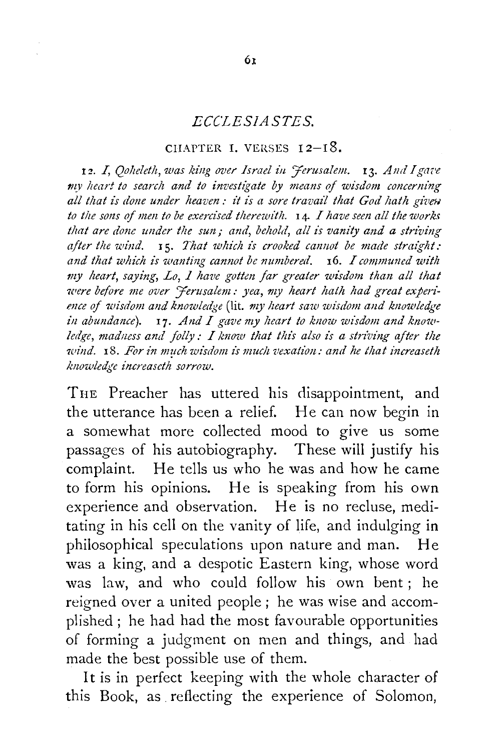# *ECCLESIASTES.*

## CHAPTER I. VERSES 12–18.

12. *I, Qoheleth, was king over Israel in Jerusalem.* 13. *And I gave my heart to search and to investigate by means of wisdom concerning all that is done under heaven: it is a sore travail that God hath given to the sons of men to be exercised therewith.* 14. *I have seen all the works that are done under the sun; and, behold, all is vanity and a striving after the wind.* 15. *That which is crooked cannot be made straight: and that which is wanting cannot be numbered.* 16. *I communed with my heart, saying, Lo, I have gotten far greater wisdom than all that were before me over Jerusalem: yea, my heart hath had great experience of wisdom and knowledge* (lit. *my heart saw wisdom and knowledge in abundance*). 17. *And I gave my heart to know wisdom and knowledge, madness and folly: I know that this also is a striving after the wind.* 18. *For in much wisdom is much vexation: and he that increaseth knowledge increaseth sorrow.*

THE Preacher has uttered his disappointment, and the utterance has been a relief. He can now begin in a somewhat more collected mood to give us some passages of his autobiography. These will justify his complaint. He tells us who he was and how he came to form his opinions. He is speaking from his own experience and observation. He is no recluse, meditating in his cell on the vanity of life, and indulging in philosophical speculations upon nature and man. He was a king, and a despotic Eastern king, whose word was law, and who could follow his own bent; he reigned over a united people; he was wise and accomplished; he had had the most favourable opportunities of forming a judgment on men and things, and had made the best possible use of them.

It is in perfect keeping with the whole character of this Book, as reflecting the experience of Solomon,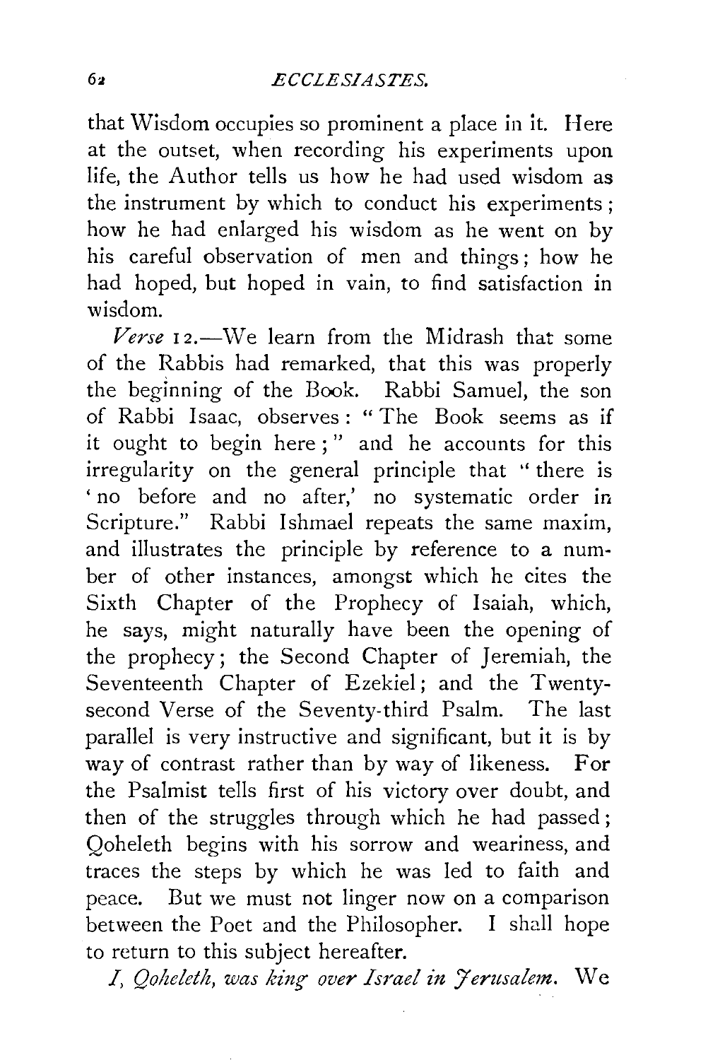that Wisdom occupies so prominent a place in it. Here at the outset, when recording his experiments upon life, the Author tells us how he had used wisdom as the instrument by which to conduct his experiments; how he had enlarged his wisdom as he went on by his careful observation of men and things; how he had hoped, but hoped in vain, to find satisfaction in wisdom.

*Verse* 12.—We learn from the Midrash that some of the Rabbis had remarked, that this was properly the beginning of the Book. Rabbi Samuel, the son of Rabbi Isaac, observes: "The Book seems as if it ought to begin here;" and he accounts for this irregularity on the general principle that "there is 'no before and no after,' no systematic order in Scripture." Rabbi Ishmael repeats the same maxim, and illustrates the principle by reference to a number of other instances, amongst which he cites the Sixth Chapter of the Prophecy of Isaiah, which, he says, might naturally have been the opening of the prophecy; the Second Chapter of Jeremiah, the Seventeenth Chapter of Ezekiel; and the Twenty-second Verse of the Seventy-third Psalm. The last parallel is very instructive and significant, but it is by way of contrast rather than by way of likeness. For the Psalmist tells first of his victory over doubt, and then of the struggles through which he had passed; Qoheleth begins with his sorrow and weariness, and traces the steps by which he was led to faith and peace. But we must not linger now on a comparison between the Poet and the Philosopher. I shall hope to return to this subject hereafter.

*I, Qoheleth, was king over Israel in Jerusalem.* We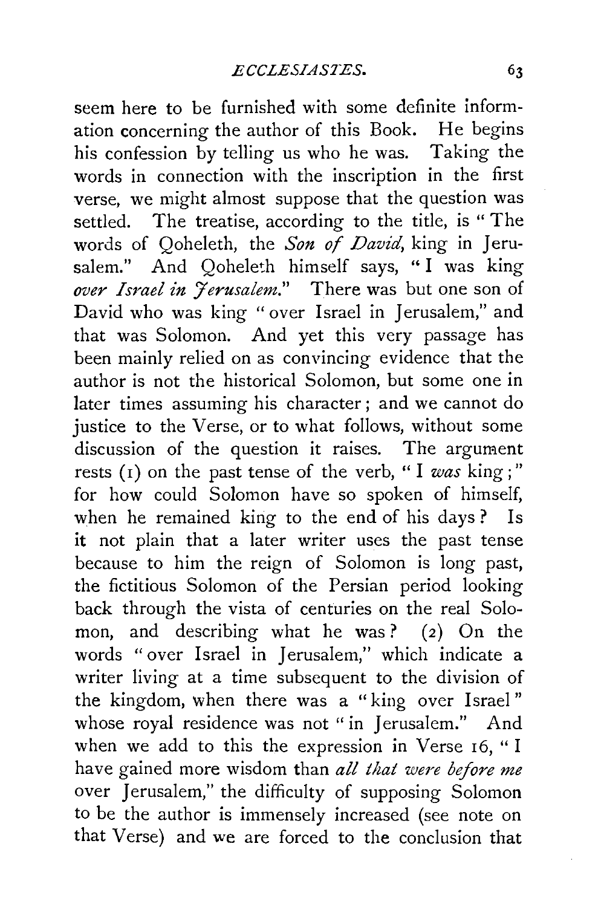seem here to be furnished with some definite information concerning the author of this Book. He begins his confession by telling us who he was. Taking the words in connection with the inscription in the first verse, we might almost suppose that the question was settled. The treatise, according to the title, is "The words of Qoheleth, the *Son of David*, king in Jerusalem." And Qoheleth himself says, "I was king *over Israel in Jerusalem*." There was but one son of David who was king "over Israel in Jerusalem," and that was Solomon. And yet this very passage has been mainly relied on as convincing evidence that the author is not the historical Solomon, but some one in later times assuming his character; and we cannot do justice to the Verse, or to what follows, without some discussion of the question it raises. The argument rests (1) on the past tense of the verb, "I *was* king;" for how could Solomon have so spoken of himself, when he remained king to the end of his days? Is it not plain that a later writer uses the past tense because to him the reign of Solomon is long past, the fictitious Solomon of the Persian period looking back through the vista of centuries on the real Solomon, and describing what he was? (2) On the words "over Israel in Jerusalem," which indicate a writer living at a time subsequent to the division of the kingdom, when there was a "king over Israel" whose royal residence was not "in Jerusalem." And when we add to this the expression in Verse 16, "I have gained more wisdom than *all that were before me* over Jerusalem," the difficulty of supposing Solomon to be the author is immensely increased (see note on that Verse) and we are forced to the conclusion that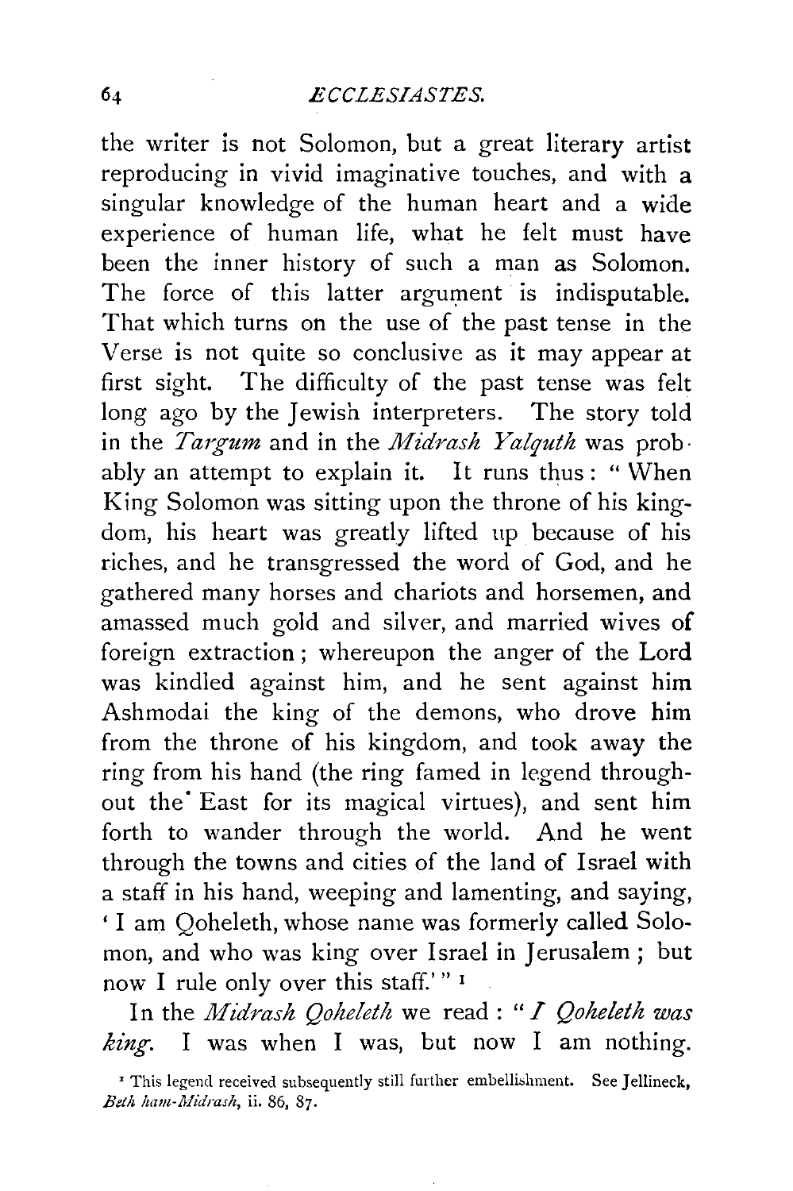the writer is not Solomon, but a great literary artist reproducing in vivid imaginative touches, and with a singular knowledge of the human heart and a wide experience of human life, what he felt must have been the inner history of such a man as Solomon. The force of this latter argument is indisputable. That which turns on the use of the past tense in the Verse is not quite so conclusive as it may appear at first sight. The difficulty of the past tense was felt long ago by the Jewish interpreters. The story told in the *Targum* and in the *Midrash Yalquth* was probably an attempt to explain it. It runs thus: "When King Solomon was sitting upon the throne of his kingdom, his heart was greatly lifted up because of his riches, and he transgressed the word of God, and he gathered many horses and chariots and horsemen, and amassed much gold and silver, and married wives of foreign extraction; whereupon the anger of the Lord was kindled against him, and he sent against him Ashmodai the king of the demons, who drove him from the throne of his kingdom, and took away the ring from his hand (the ring famed in legend throughout the East for its magical virtues), and sent him forth to wander through the world. And he went through the towns and cities of the land of Israel with a staff in his hand, weeping and lamenting, and saying, 'I am Qoheleth, whose name was formerly called Solomon, and who was king over Israel in Jerusalem; but now I rule only over this staff.'"[1]

In the *Midrash Qoheleth* we read: "*I Qoheleth was king*. I was when I was, but now I am nothing.

[1] This legend received subsequently still further embellishment. See Jellineck, *Beth ham-Midrash*, ii. 86, 87.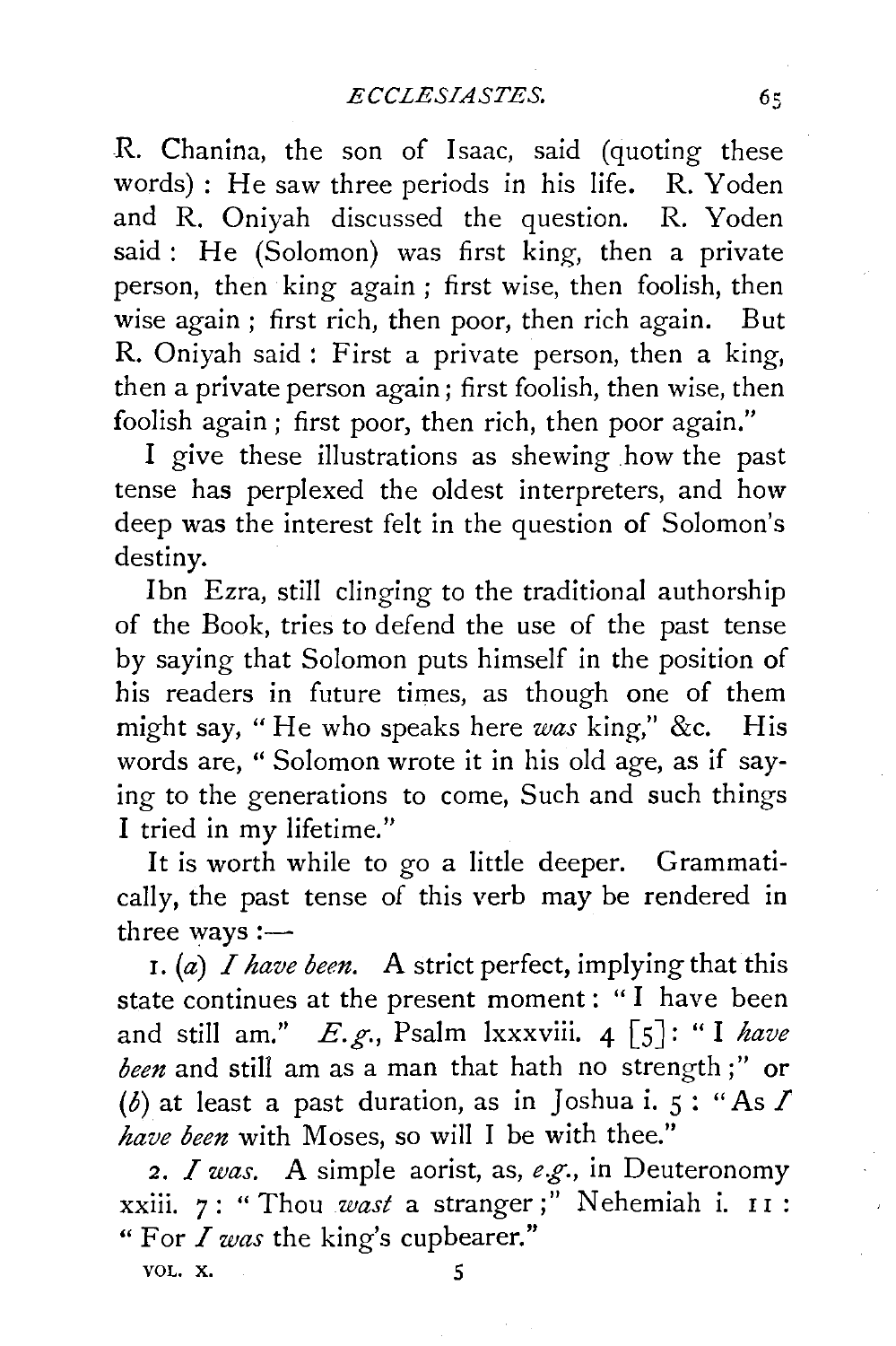R. Chanina, the son of Isaac, said (quoting these words): He saw three periods in his life. R. Yoden and R. Oniyah discussed the question. R. Yoden said: He (Solomon) was first king, then a private person, then king again; first wise, then foolish, then wise again; first rich, then poor, then rich again. But R. Oniyah said: First a private person, then a king, then a private person again; first foolish, then wise, then foolish again; first poor, then rich, then poor again."

I give these illustrations as shewing how the past tense has perplexed the oldest interpreters, and how deep was the interest felt in the question of Solomon's destiny.

Ibn Ezra, still clinging to the traditional authorship of the Book, tries to defend the use of the past tense by saying that Solomon puts himself in the position of his readers in future times, as though one of them might say, "He who speaks here *was* king," &c. His words are, "Solomon wrote it in his old age, as if saying to the generations to come, Such and such things I tried in my lifetime."

It is worth while to go a little deeper. Grammatically, the past tense of this verb may be rendered in three ways:—

1. (*a*) *I have been.* A strict perfect, implying that this state continues at the present moment: "I have been and still am." *E.g.*, Psalm lxxxviii. 4 [5]: "I *have been* and still am as a man that hath no strength;" or (*b*) at least a past duration, as in Joshua i. 5: "As *I have been* with Moses, so will I be with thee."

2. *I was.* A simple aorist, as, *e.g.*, in Deuteronomy xxiii. 7: "Thou *wast* a stranger;" Nehemiah i. 11: "For *I was* the king's cupbearer."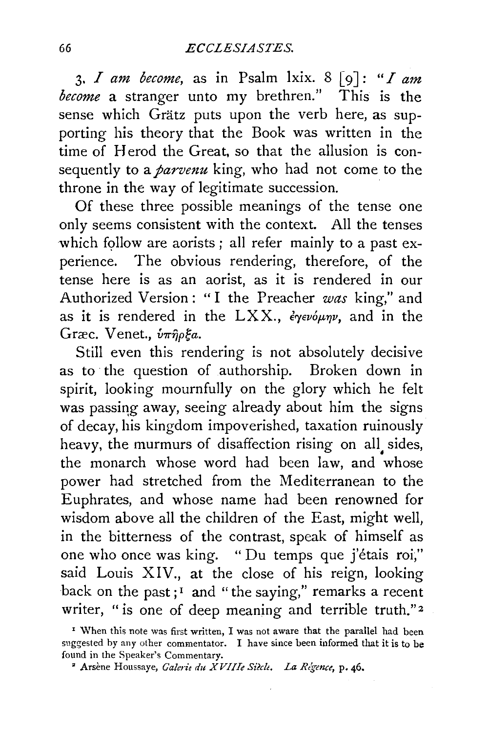3. *I am become*, as in Psalm lxix. 8 [9]: "*I am become* a stranger unto my brethren." This is the sense which Grätz puts upon the verb here, as supporting his theory that the Book was written in the time of Herod the Great, so that the allusion is consequently to a *parvenu* king, who had not come to the throne in the way of legitimate succession.

Of these three possible meanings of the tense one only seems consistent with the context. All the tenses which follow are aorists; all refer mainly to a past experience. The obvious rendering, therefore, of the tense here is as an aorist, as it is rendered in our Authorized Version: "I the Preacher *was* king," and as it is rendered in the LXX., ἐγενόμην, and in the Græc. Venet., ὑπῆρξα.

Still even this rendering is not absolutely decisive as to the question of authorship. Broken down in spirit, looking mournfully on the glory which he felt was passing away, seeing already about him the signs of decay, his kingdom impoverished, taxation ruinously heavy, the murmurs of disaffection rising on all sides, the monarch whose word had been law, and whose power had stretched from the Mediterranean to the Euphrates, and whose name had been renowned for wisdom above all the children of the East, might well, in the bitterness of the contrast, speak of himself as one who once was king. "Du temps que j'étais roi," said Louis XIV., at the close of his reign, looking back on the past;[1] and "the saying," remarks a recent writer, "is one of deep meaning and terrible truth."[2]

[1] When this note was first written, I was not aware that the parallel had been suggested by any other commentator. I have since been informed that it is to be found in the Speaker's Commentary.

[2] Arsène Houssaye, *Galerie du XVIIIe Siècle. La Régence*, p. 46.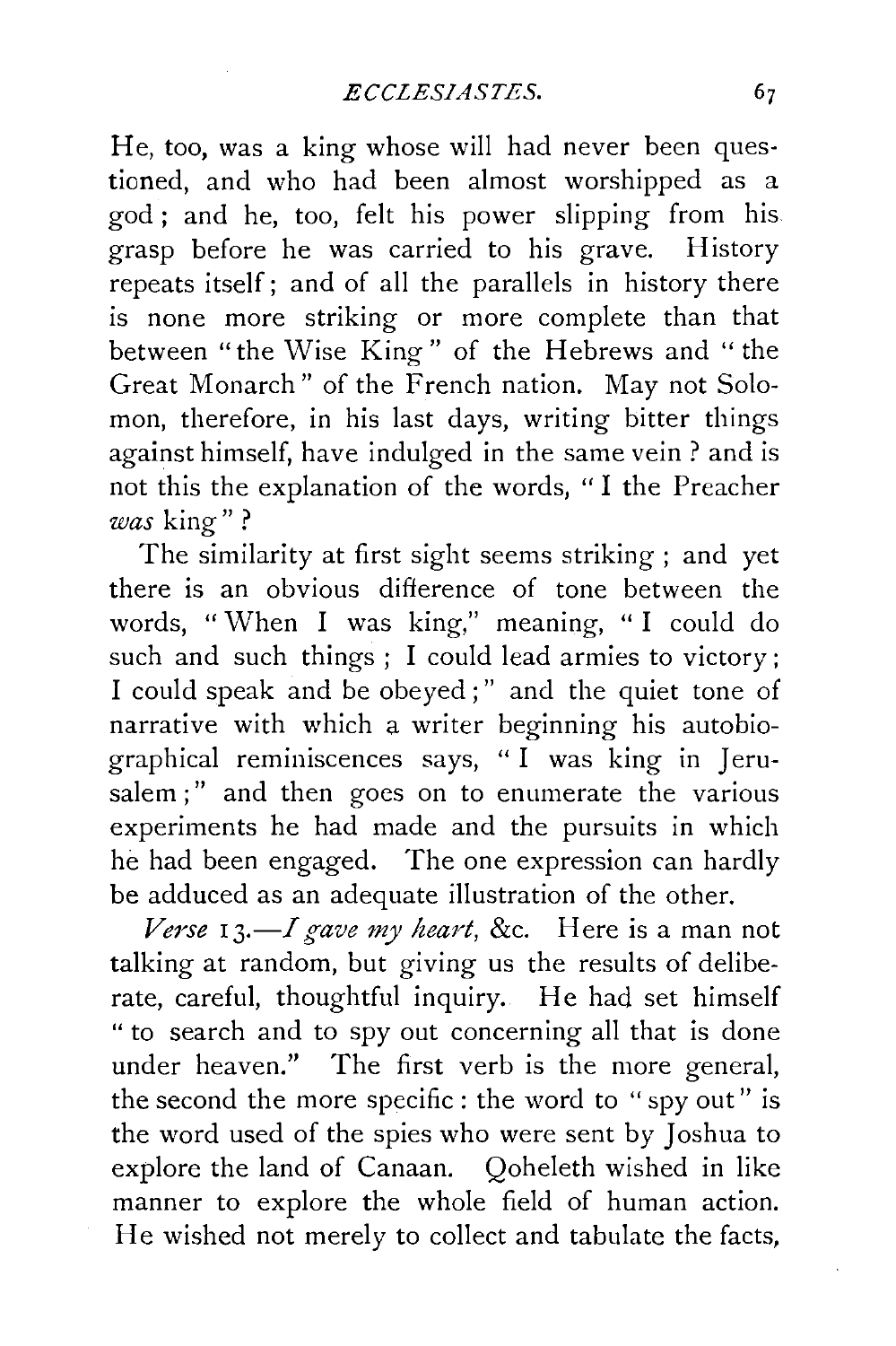He, too, was a king whose will had never been questioned, and who had been almost worshipped as a god; and he, too, felt his power slipping from his grasp before he was carried to his grave. History repeats itself; and of all the parallels in history there is none more striking or more complete than that between "the Wise King" of the Hebrews and "the Great Monarch" of the French nation. May not Solomon, therefore, in his last days, writing bitter things against himself, have indulged in the same vein? and is not this the explanation of the words, "I the Preacher *was* king"?

The similarity at first sight seems striking; and yet there is an obvious difference of tone between the words, "When I was king," meaning, "I could do such and such things; I could lead armies to victory; I could speak and be obeyed;" and the quiet tone of narrative with which a writer beginning his autobiographical reminiscences says, "I was king in Jerusalem;" and then goes on to enumerate the various experiments he had made and the pursuits in which he had been engaged. The one expression can hardly be adduced as an adequate illustration of the other.

*Verse* 13.—*I gave my heart*, &c. Here is a man not talking at random, but giving us the results of deliberate, careful, thoughtful inquiry. He had set himself "to search and to spy out concerning all that is done under heaven." The first verb is the more general, the second the more specific: the word to "spy out" is the word used of the spies who were sent by Joshua to explore the land of Canaan. Qoheleth wished in like manner to explore the whole field of human action. He wished not merely to collect and tabulate the facts,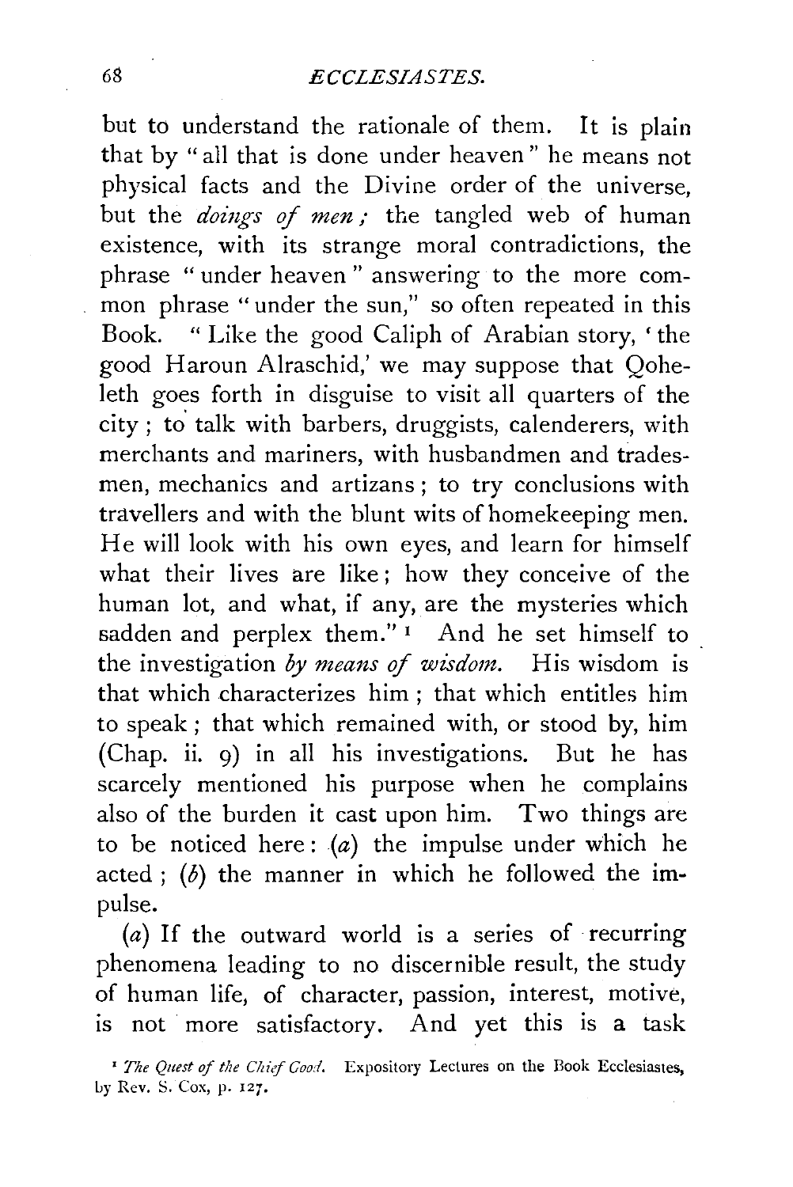but to understand the rationale of them. It is plain that by "all that is done under heaven" he means not physical facts and the Divine order of the universe, but the *doings of men;* the tangled web of human existence, with its strange moral contradictions, the phrase "under heaven" answering to the more common phrase "under the sun," so often repeated in this Book. "Like the good Caliph of Arabian story, 'the good Haroun Alraschid,' we may suppose that Qoheleth goes forth in disguise to visit all quarters of the city; to talk with barbers, druggists, calenderers, with merchants and mariners, with husbandmen and tradesmen, mechanics and artizans; to try conclusions with travellers and with the blunt wits of homekeeping men. He will look with his own eyes, and learn for himself what their lives are like; how they conceive of the human lot, and what, if any, are the mysteries which sadden and perplex them."[1] And he set himself to the investigation *by means of wisdom.* His wisdom is that which characterizes him; that which entitles him to speak; that which remained with, or stood by, him (Chap. ii. 9) in all his investigations. But he has scarcely mentioned his purpose when he complains also of the burden it cast upon him. Two things are to be noticed here: (*a*) the impulse under which he acted; (*b*) the manner in which he followed the impulse.

(*a*) If the outward world is a series of recurring phenomena leading to no discernible result, the study of human life, of character, passion, interest, motive, is not more satisfactory. And yet this is a task

[1] *The Quest of the Chief Good.* Expository Lectures on the Book Ecclesiastes, by Rev. S. Cox, p. 127.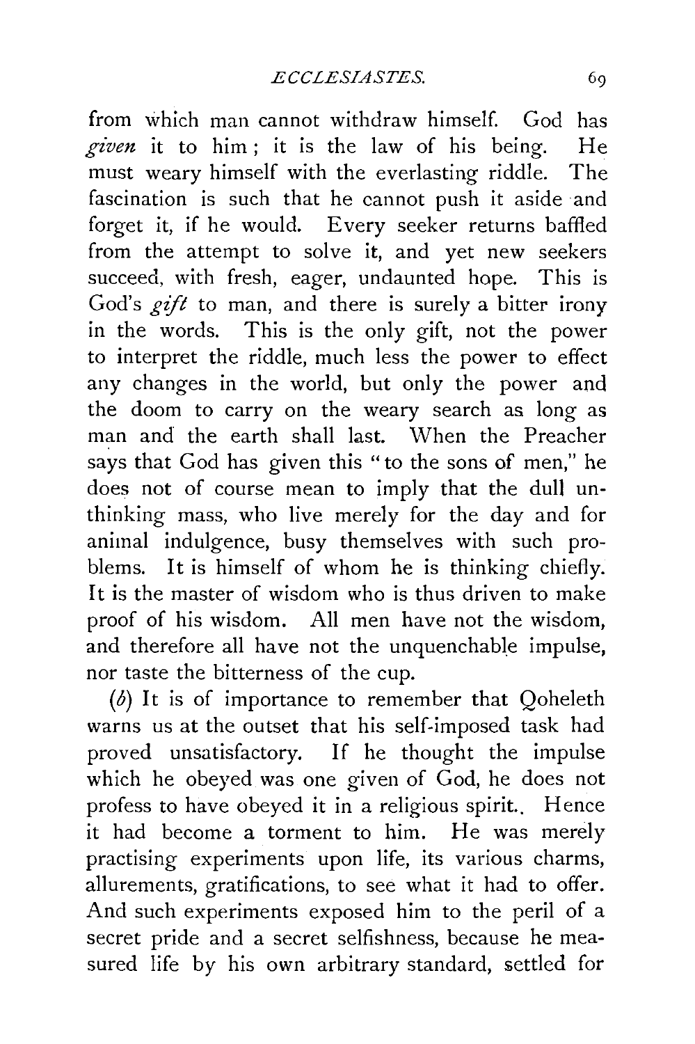from which man cannot withdraw himself. God has *given* it to him; it is the law of his being. He must weary himself with the everlasting riddle. The fascination is such that he cannot push it aside and forget it, if he would. Every seeker returns baffled from the attempt to solve it, and yet new seekers succeed, with fresh, eager, undaunted hope. This is God's *gift* to man, and there is surely a bitter irony in the words. This is the only gift, not the power to interpret the riddle, much less the power to effect any changes in the world, but only the power and the doom to carry on the weary search as long as man and the earth shall last. When the Preacher says that God has given this "to the sons of men," he does not of course mean to imply that the dull unthinking mass, who live merely for the day and for animal indulgence, busy themselves with such problems. It is himself of whom he is thinking chiefly. It is the master of wisdom who is thus driven to make proof of his wisdom. All men have not the wisdom, and therefore all have not the unquenchable impulse, nor taste the bitterness of the cup.

(*b*) It is of importance to remember that Qoheleth warns us at the outset that his self-imposed task had proved unsatisfactory. If he thought the impulse which he obeyed was one given of God, he does not profess to have obeyed it in a religious spirit. Hence it had become a torment to him. He was merely practising experiments upon life, its various charms, allurements, gratifications, to see what it had to offer. And such experiments exposed him to the peril of a secret pride and a secret selfishness, because he measured life by his own arbitrary standard, settled for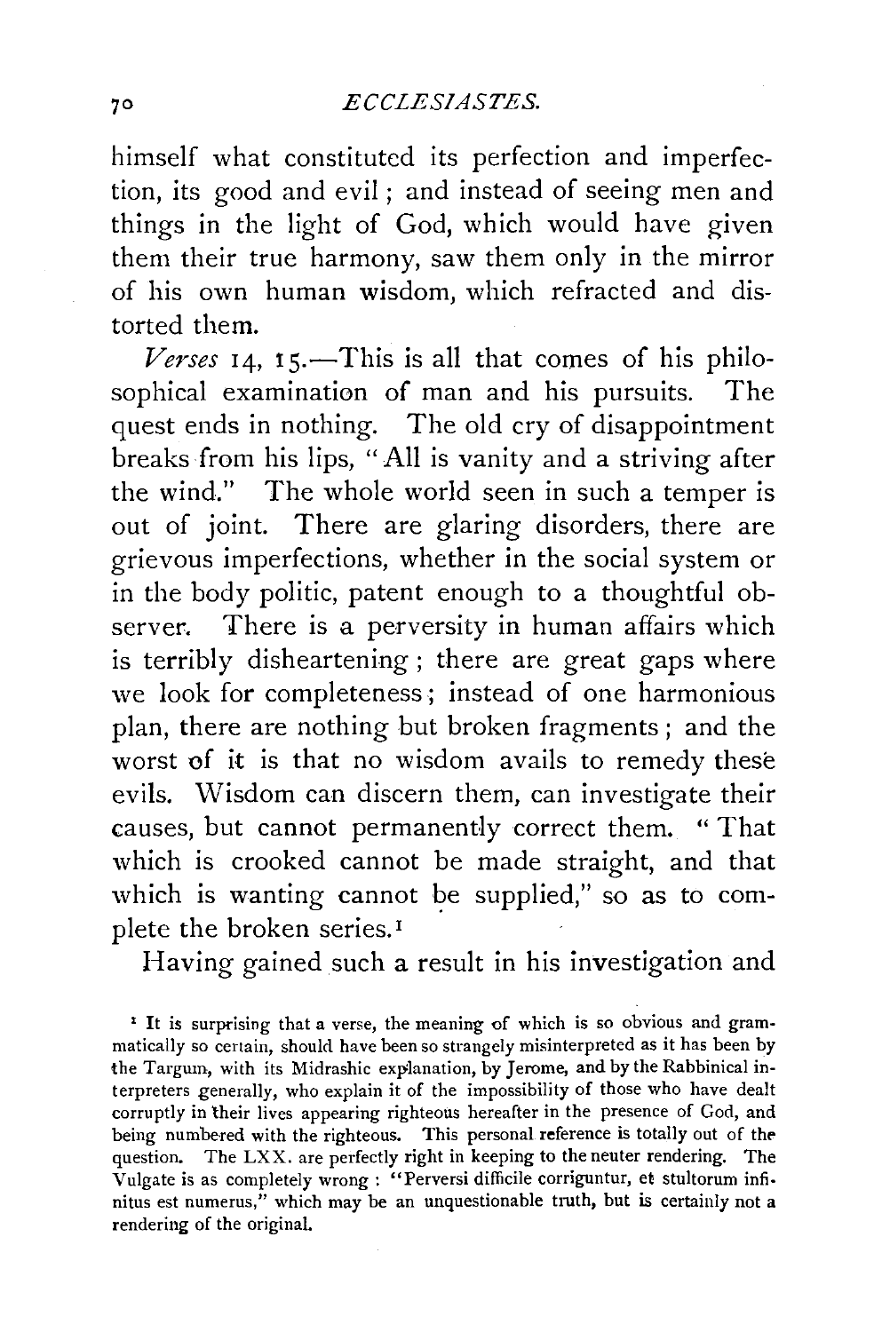himself what constituted its perfection and imperfection, its good and evil; and instead of seeing men and things in the light of God, which would have given them their true harmony, saw them only in the mirror of his own human wisdom, which refracted and distorted them.

*Verses* 14, 15.—This is all that comes of his philosophical examination of man and his pursuits. The quest ends in nothing. The old cry of disappointment breaks from his lips, "All is vanity and a striving after the wind." The whole world seen in such a temper is out of joint. There are glaring disorders, there are grievous imperfections, whether in the social system or in the body politic, patent enough to a thoughtful observer. There is a perversity in human affairs which is terribly disheartening; there are great gaps where we look for completeness; instead of one harmonious plan, there are nothing but broken fragments; and the worst of it is that no wisdom avails to remedy these evils. Wisdom can discern them, can investigate their causes, but cannot permanently correct them. "That which is crooked cannot be made straight, and that which is wanting cannot be supplied," so as to complete the broken series.[1]

Having gained such a result in his investigation and

[1] It is surprising that a verse, the meaning of which is so obvious and grammatically so certain, should have been so strangely misinterpreted as it has been by the Targum, with its Midrashic explanation, by Jerome, and by the Rabbinical interpreters generally, who explain it of the impossibility of those who have dealt corruptly in their lives appearing righteous hereafter in the presence of God, and being numbered with the righteous. This personal reference is totally out of the question. The LXX. are perfectly right in keeping to the neuter rendering. The Vulgate is as completely wrong: "Perversi difficile corriguntur, et stultorum infinitus est numerus," which may be an unquestionable truth, but is certainly not a rendering of the original.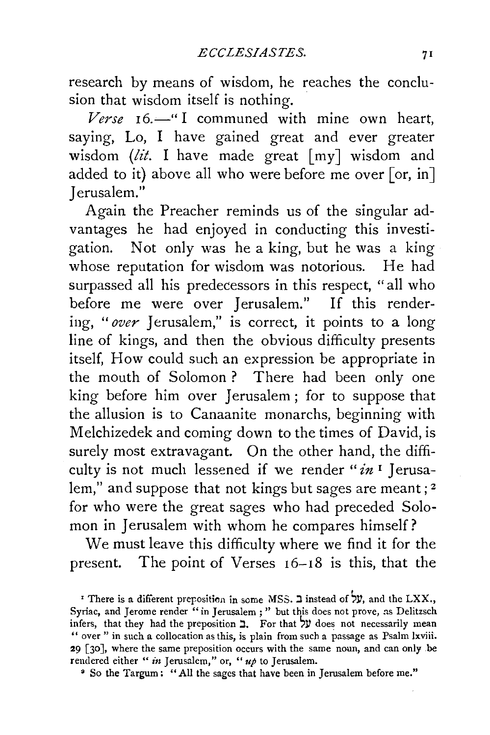research by means of wisdom, he reaches the conclusion that wisdom itself is nothing.

*Verse* 16.—"I communed with mine own heart, saying, Lo, I have gained great and ever greater wisdom (*lit.* I have made great [my] wisdom and added to it) above all who were before me over [or, in] Jerusalem."

Again the Preacher reminds us of the singular advantages he had enjoyed in conducting this investigation. Not only was he a king, but he was a king whose reputation for wisdom was notorious. He had surpassed all his predecessors in this respect, "all who before me were over Jerusalem." If this rendering, "*over* Jerusalem," is correct, it points to a long line of kings, and then the obvious difficulty presents itself, How could such an expression be appropriate in the mouth of Solomon? There had been only one king before him over Jerusalem; for to suppose that the allusion is to Canaanite monarchs, beginning with Melchizedek and coming down to the times of David, is surely most extravagant. On the other hand, the difficulty is not much lessened if we render "*in* [1] Jerusalem," and suppose that not kings but sages are meant; [2] for who were the great sages who had preceded Solomon in Jerusalem with whom he compares himself?

We must leave this difficulty where we find it for the present. The point of Verses 16–18 is this, that the

[1] There is a different preposition in some MSS. ב instead of עַל, and the LXX., Syriac, and Jerome render "in Jerusalem;" but this does not prove, as Delitzsch infers, that they had the preposition ב. For that עַל does not necessarily mean "over" in such a collocation as this, is plain from such a passage as Psalm lxviii. 29 [30], where the same preposition occurs with the same noun, and can only be rendered either "*in* Jerusalem," or, "*up* to Jerusalem.

[2] So the Targum: "All the sages that have been in Jerusalem before me."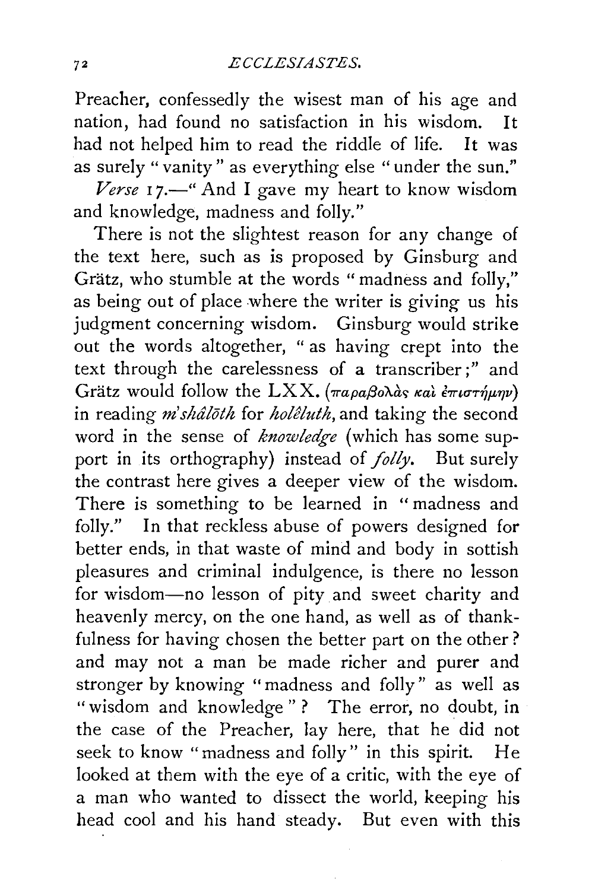Preacher, confessedly the wisest man of his age and nation, had found no satisfaction in his wisdom. It had not helped him to read the riddle of life. It was as surely "vanity" as everything else "under the sun."

*Verse* 17.—"And I gave my heart to know wisdom and knowledge, madness and folly."

There is not the slightest reason for any change of the text here, such as is proposed by Ginsburg and Grätz, who stumble at the words "madness and folly," as being out of place where the writer is giving us his judgment concerning wisdom. Ginsburg would strike out the words altogether, "as having crept into the text through the carelessness of a transcriber;" and Grätz would follow the LXX. (παραβολὰς καὶ ἐπιστήμην) in reading *m'shâlōth* for *holêluth*, and taking the second word in the sense of *knowledge* (which has some support in its orthography) instead of *folly*. But surely the contrast here gives a deeper view of the wisdom. There is something to be learned in "madness and folly." In that reckless abuse of powers designed for better ends, in that waste of mind and body in sottish pleasures and criminal indulgence, is there no lesson for wisdom—no lesson of pity and sweet charity and heavenly mercy, on the one hand, as well as of thankfulness for having chosen the better part on the other? and may not a man be made richer and purer and stronger by knowing "madness and folly" as well as "wisdom and knowledge"? The error, no doubt, in the case of the Preacher, lay here, that he did not seek to know "madness and folly" in this spirit. He looked at them with the eye of a critic, with the eye of a man who wanted to dissect the world, keeping his head cool and his hand steady. But even with this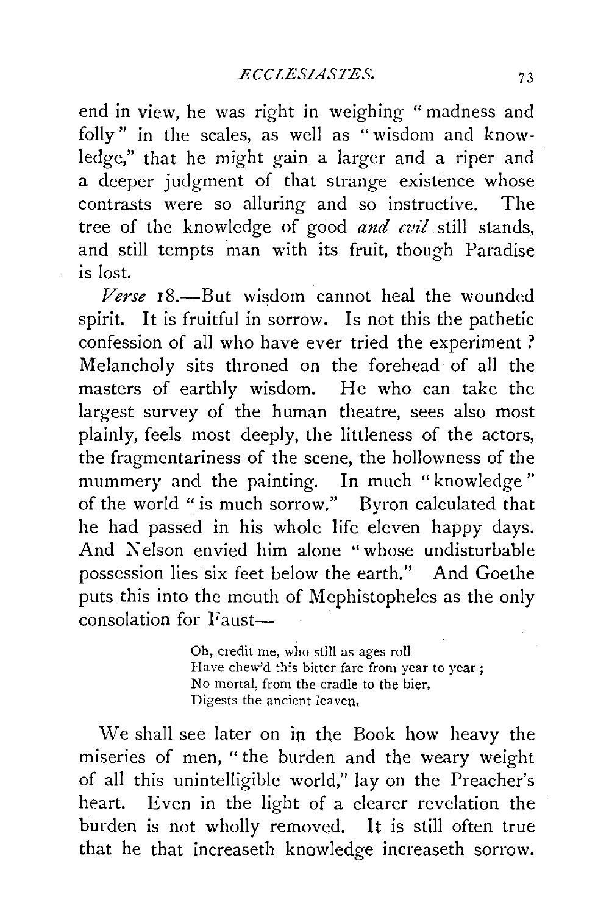end in view, he was right in weighing "madness and folly" in the scales, as well as "wisdom and knowledge," that he might gain a larger and a riper and a deeper judgment of that strange existence whose contrasts were so alluring and so instructive. The tree of the knowledge of good *and evil* still stands, and still tempts man with its fruit, though Paradise is lost.

*Verse* 18.—But wisdom cannot heal the wounded spirit. It is fruitful in sorrow. Is not this the pathetic confession of all who have ever tried the experiment? Melancholy sits throned on the forehead of all the masters of earthly wisdom. He who can take the largest survey of the human theatre, sees also most plainly, feels most deeply, the littleness of the actors, the fragmentariness of the scene, the hollowness of the mummery and the painting. In much "knowledge" of the world "is much sorrow." Byron calculated that he had passed in his whole life eleven happy days. And Nelson envied him alone "whose undisturbable possession lies six feet below the earth." And Goethe puts this into the mouth of Mephistopheles as the only consolation for Faust—

> Oh, credit me, who still as ages roll
> Have chew'd this bitter fare from year to year;
> No mortal, from the cradle to the bier,
> Digests the ancient leaven.

We shall see later on in the Book how heavy the miseries of men, "the burden and the weary weight of all this unintelligible world," lay on the Preacher's heart. Even in the light of a clearer revelation the burden is not wholly removed. It is still often true that he that increaseth knowledge increaseth sorrow.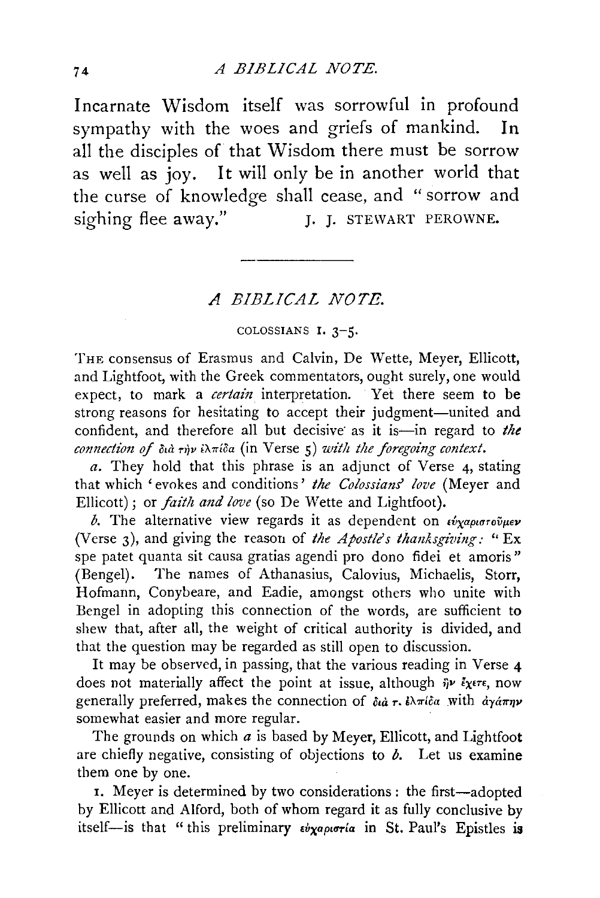Incarnate Wisdom itself was sorrowful in profound sympathy with the woes and griefs of mankind. In all the disciples of that Wisdom there must be sorrow as well as joy. It will only be in another world that the curse of knowledge shall cease, and "sorrow and sighing flee away."

J. J. STEWART PEROWNE.

---

## *A BIBLICAL NOTE.*

COLOSSIANS I. 3–5.

THE consensus of Erasmus and Calvin, De Wette, Meyer, Ellicott, and Lightfoot, with the Greek commentators, ought surely, one would expect, to mark a *certain* interpretation. Yet there seem to be strong reasons for hesitating to accept their judgment—united and confident, and therefore all but decisive as it is—in regard to *the connection of* διὰ τὴν ἐλπίδα (in Verse 5) *with the foregoing context.*

*a.* They hold that this phrase is an adjunct of Verse 4, stating that which 'evokes and conditions' *the Colossians' love* (Meyer and Ellicott); or *faith and love* (so De Wette and Lightfoot).

*b.* The alternative view regards it as dependent on εὐχαριστοῦμεν (Verse 3), and giving the reason of *the Apostle's thanksgiving:* "Ex spe patet quanta sit causa gratias agendi pro dono fidei et amoris" (Bengel). The names of Athanasius, Calovius, Michaelis, Storr, Hofmann, Conybeare, and Eadie, amongst others who unite with Bengel in adopting this connection of the words, are sufficient to shew that, after all, the weight of critical authority is divided, and that the question may be regarded as still open to discussion.

It may be observed, in passing, that the various reading in Verse 4 does not materially affect the point at issue, although ἣν ἔχετε, now generally preferred, makes the connection of διὰ τ. ἐλπίδα with ἀγάπην somewhat easier and more regular.

The grounds on which *a* is based by Meyer, Ellicott, and Lightfoot are chiefly negative, consisting of objections to *b*. Let us examine them one by one.

1. Meyer is determined by two considerations: the first—adopted by Ellicott and Alford, both of whom regard it as fully conclusive by itself—is that "this preliminary εὐχαριστία in St. Paul's Epistles is